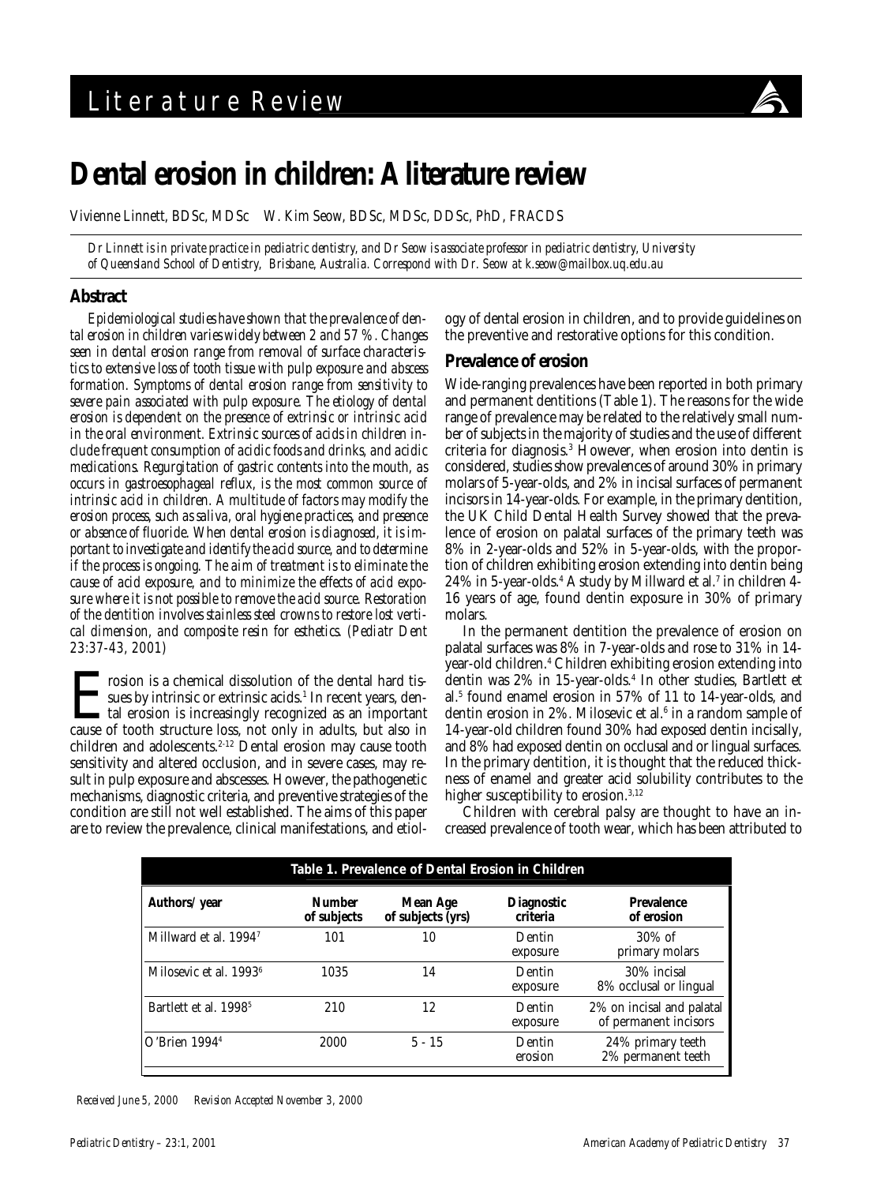Literature Review

# Dental erosion in children: A literature review

Vivienne Linnett, BDSc, MDSc W. Kim Seow, BDSc, MDSc, DDSc, PhD, FRACDS

*Dr Linnett is in private practice in pediatric dentistry, and Dr Seow is associate professor in pediatric dentistry, University of Queensland School of Dentistry, Brisbane, Australia. Correspond with Dr. Seow at k.seow@mailbox.uq.edu.au*

## Abstract

*Epidemiological studies have shown that the prevalence of dental erosion in children varies widely between 2 and 57 %. Changes seen in dental erosion range from removal of surface characteristics to extensive loss of tooth tissue with pulp exposure and abscess formation. Symptoms of dental erosion range from sensitivity to severe pain associated with pulp exposure. The etiology of dental erosion is dependent on the presence of extrinsic or intrinsic acid in the oral environment. Extrinsic sources of acids in children include frequent consumption of acidic foods and drinks, and acidic medications. Regurgitation of gastric contents into the mouth, as occurs in gastroesophageal reflux, is the most common source of intrinsic acid in children. A multitude of factors may modify the erosion process, such as saliva, oral hygiene practices, and presence or absence of fluoride. When dental erosion is diagnosed, it is important to investigate and identify the acid source, and to determine if the process is ongoing. The aim of treatment is to eliminate the cause of acid exposure, and to minimize the effects of acid exposure where it is not possible to remove the acid source. Restoration of the dentition involves stainless steel crowns to restore lost vertical dimension, and composite resin for esthetics. (Pediatr Dent 23:37-43, 2001)*

Erosion is a chemical dissolution of the dental hard tissues by intrinsic or extrinsic acids.[1] In recent years, dental erosion is increasingly recognized as an important cause of tooth structure loss, not only in adults, but also in children and adolescents.[2-12] Dental erosion may cause tooth sensitivity and altered occlusion, and in severe cases, may result in pulp exposure and abscesses. However, the pathogenetic mechanisms, diagnostic criteria, and preventive strategies of the condition are still not well established. The aims of this paper are to review the prevalence, clinical manifestations, and etiology of dental erosion in children, and to provide guidelines on the preventive and restorative options for this condition.

## Prevalence of erosion

Wide-ranging prevalences have been reported in both primary and permanent dentitions (Table 1). The reasons for the wide range of prevalence may be related to the relatively small number of subjects in the majority of studies and the use of different criteria for diagnosis.[3] However, when erosion into dentin is considered, studies show prevalences of around 30% in primary molars of 5-year-olds, and 2% in incisal surfaces of permanent incisors in 14-year-olds. For example, in the primary dentition, the UK Child Dental Health Survey showed that the prevalence of erosion on palatal surfaces of the primary teeth was 8% in 2-year-olds and 52% in 5-year-olds, with the proportion of children exhibiting erosion extending into dentin being 24% in 5-year-olds.[4] A study by Millward et al.[7] in children 4-16 years of age, found dentin exposure in 30% of primary molars.

In the permanent dentition the prevalence of erosion on palatal surfaces was 8% in 7-year-olds and rose to 31% in 14-year-old children.[4] Children exhibiting erosion extending into dentin was 2% in 15-year-olds.[4] In other studies, Bartlett et al.[5] found enamel erosion in 57% of 11 to 14-year-olds, and dentin erosion in 2%. Milosevic et al.[6] in a random sample of 14-year-old children found 30% had exposed dentin incisally, and 8% had exposed dentin on occlusal and or lingual surfaces. In the primary dentition, it is thought that the reduced thickness of enamel and greater acid solubility contributes to the higher susceptibility to erosion.[3,12]

Children with cerebral palsy are thought to have an increased prevalence of tooth wear, which has been attributed to

**Table 1. Prevalence of Dental Erosion in Children**

| Authors/ year | Number of subjects | Mean Age of subjects (yrs) | Diagnostic criteria | Prevalence of erosion |
|---|---|---|---|---|
| Millward et al. 1994[7] | 101 | 10 | Dentin exposure | 30% of primary molars |
| Milosevic et al. 1993[6] | 1035 | 14 | Dentin exposure | 30% incisal<br>8% occlusal or lingual |
| Bartlett et al. 1998[5] | 210 | 12 | Dentin exposure | 2% on incisal and palatal of permanent incisors |
| O'Brien 1994[4] | 2000 | 5 - 15 | Dentin erosion | 24% primary teeth<br>2% permanent teeth |

*Received June 5, 2000 Revision Accepted November 3, 2000*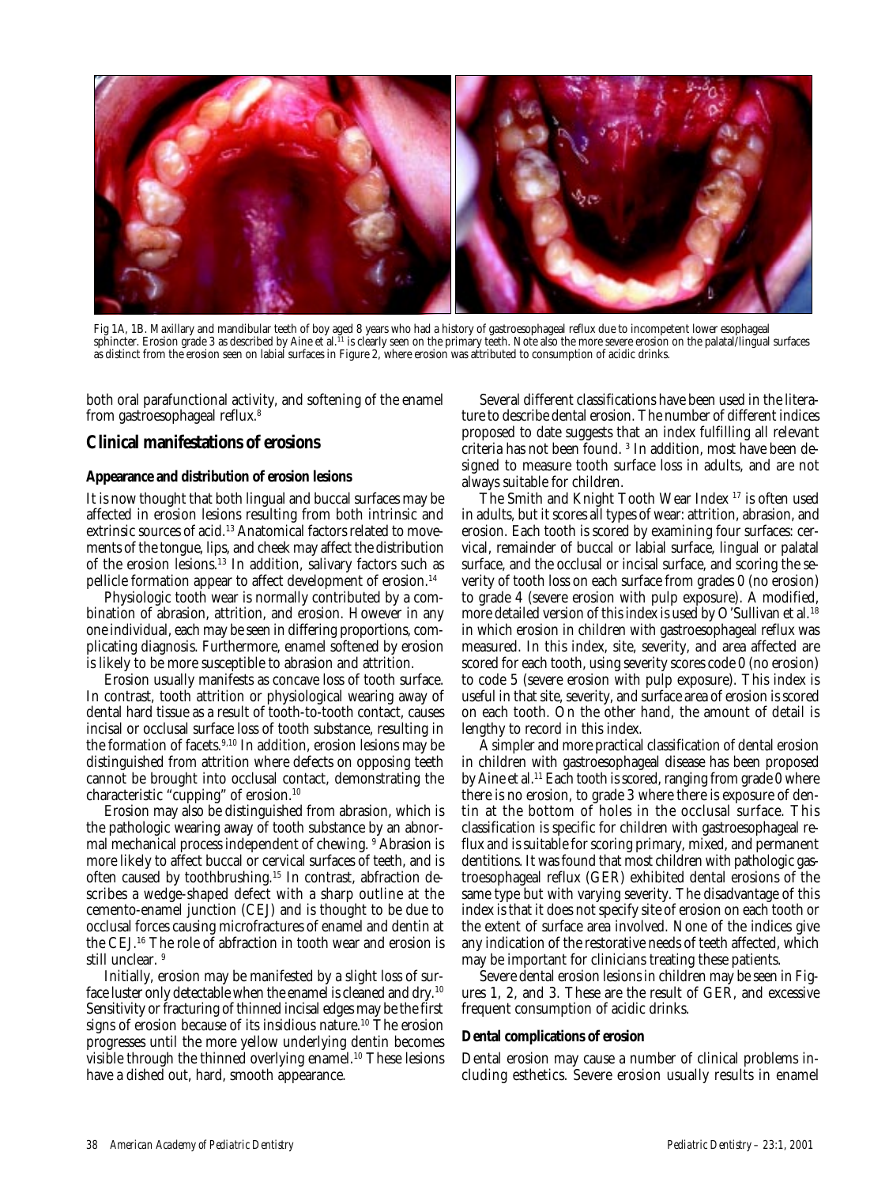Fig 1A, 1B. Maxillary and mandibular teeth of boy aged 8 years who had a history of gastroesophageal reflux due to incompetent lower esophageal sphincter. Erosion grade 3 as described by Aine et al.[11] is clearly seen on the primary teeth. Note also the more severe erosion on the palatal/lingual surfaces as distinct from the erosion seen on labial surfaces in Figure 2, where erosion was attributed to consumption of acidic drinks.

both oral parafunctional activity, and softening of the enamel from gastroesophageal reflux.[8]

## Clinical manifestations of erosions

### Appearance and distribution of erosion lesions

It is now thought that both lingual and buccal surfaces may be affected in erosion lesions resulting from both intrinsic and extrinsic sources of acid.[13] Anatomical factors related to movements of the tongue, lips, and cheek may affect the distribution of the erosion lesions.[13] In addition, salivary factors such as pellicle formation appear to affect development of erosion.[14]

Physiologic tooth wear is normally contributed by a combination of abrasion, attrition, and erosion. However in any one individual, each may be seen in differing proportions, complicating diagnosis. Furthermore, enamel softened by erosion is likely to be more susceptible to abrasion and attrition.

Erosion usually manifests as concave loss of tooth surface. In contrast, tooth attrition or physiological wearing away of dental hard tissue as a result of tooth-to-tooth contact, causes incisal or occlusal surface loss of tooth substance, resulting in the formation of facets.[9,10] In addition, erosion lesions may be distinguished from attrition where defects on opposing teeth cannot be brought into occlusal contact, demonstrating the characteristic "cupping" of erosion.[10]

Erosion may also be distinguished from abrasion, which is the pathologic wearing away of tooth substance by an abnormal mechanical process independent of chewing. [9] Abrasion is more likely to affect buccal or cervical surfaces of teeth, and is often caused by toothbrushing.[15] In contrast, abfraction describes a wedge-shaped defect with a sharp outline at the cemento-enamel junction (CEJ) and is thought to be due to occlusal forces causing microfractures of enamel and dentin at the CEJ.[16] The role of abfraction in tooth wear and erosion is still unclear. [9]

Initially, erosion may be manifested by a slight loss of surface luster only detectable when the enamel is cleaned and dry.[10] Sensitivity or fracturing of thinned incisal edges may be the first signs of erosion because of its insidious nature.[10] The erosion progresses until the more yellow underlying dentin becomes visible through the thinned overlying enamel.[10] These lesions have a dished out, hard, smooth appearance.

Several different classifications have been used in the literature to describe dental erosion. The number of different indices proposed to date suggests that an index fulfilling all relevant criteria has not been found. [3] In addition, most have been designed to measure tooth surface loss in adults, and are not always suitable for children.

The Smith and Knight Tooth Wear Index [17] is often used in adults, but it scores all types of wear: attrition, abrasion, and erosion. Each tooth is scored by examining four surfaces: cervical, remainder of buccal or labial surface, lingual or palatal surface, and the occlusal or incisal surface, and scoring the severity of tooth loss on each surface from grades 0 (no erosion) to grade 4 (severe erosion with pulp exposure). A modified, more detailed version of this index is used by O'Sullivan et al.[18] in which erosion in children with gastroesophageal reflux was measured. In this index, site, severity, and area affected are scored for each tooth, using severity scores code 0 (no erosion) to code 5 (severe erosion with pulp exposure). This index is useful in that site, severity, and surface area of erosion is scored on each tooth. On the other hand, the amount of detail is lengthy to record in this index.

A simpler and more practical classification of dental erosion in children with gastroesophageal disease has been proposed by Aine et al.[11] Each tooth is scored, ranging from grade 0 where there is no erosion, to grade 3 where there is exposure of dentin at the bottom of holes in the occlusal surface. This classification is specific for children with gastroesophageal reflux and is suitable for scoring primary, mixed, and permanent dentitions. It was found that most children with pathologic gastroesophageal reflux (GER) exhibited dental erosions of the same type but with varying severity. The disadvantage of this index is that it does not specify site of erosion on each tooth or the extent of surface area involved. None of the indices give any indication of the restorative needs of teeth affected, which may be important for clinicians treating these patients.

Severe dental erosion lesions in children may be seen in Figures 1, 2, and 3. These are the result of GER, and excessive frequent consumption of acidic drinks.

### Dental complications of erosion

Dental erosion may cause a number of clinical problems including esthetics. Severe erosion usually results in enamel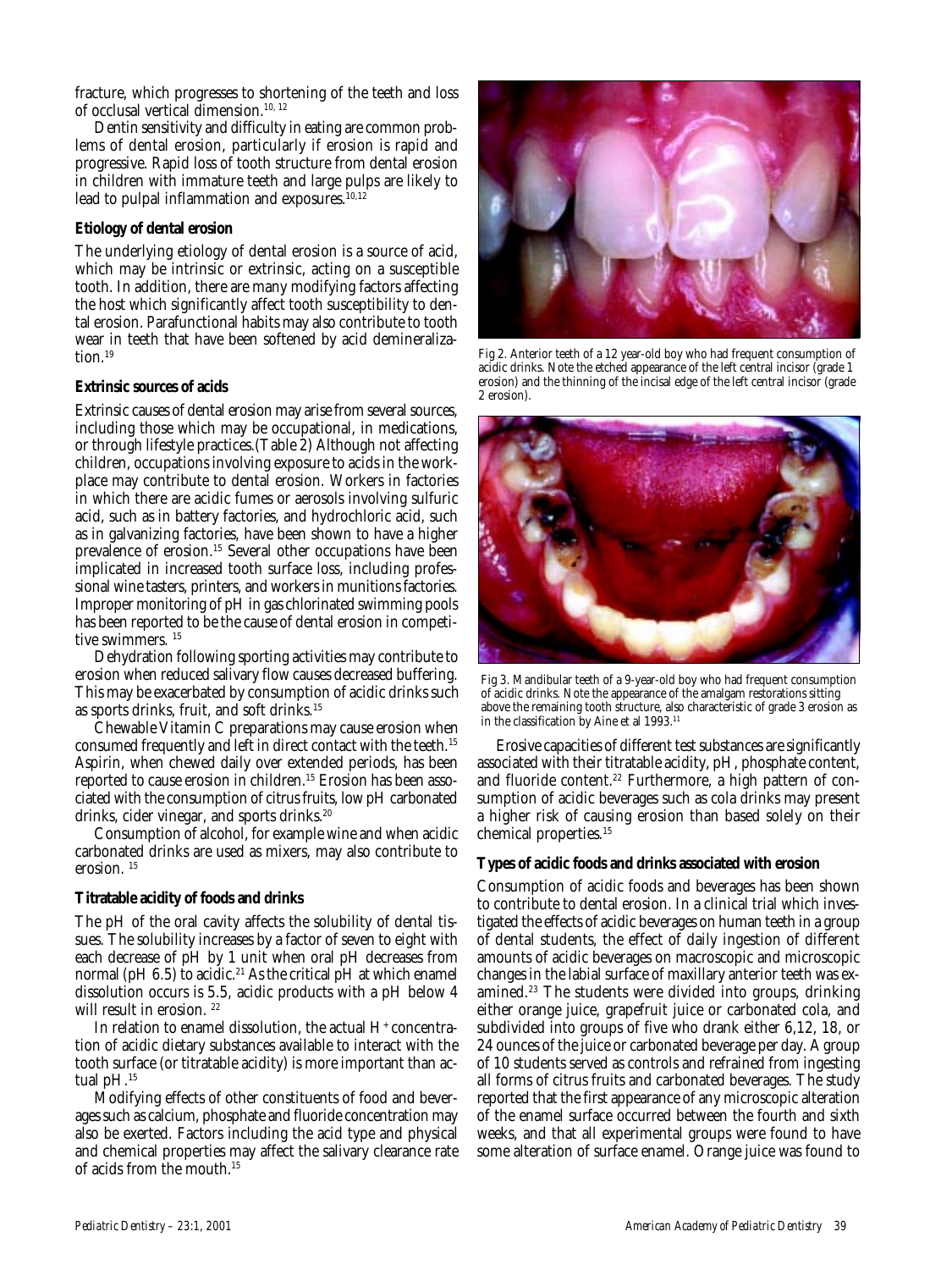fracture, which progresses to shortening of the teeth and loss of occlusal vertical dimension.[10, 12]

Dentin sensitivity and difficulty in eating are common problems of dental erosion, particularly if erosion is rapid and progressive. Rapid loss of tooth structure from dental erosion in children with immature teeth and large pulps are likely to lead to pulpal inflammation and exposures.[10,12]

### Etiology of dental erosion

The underlying etiology of dental erosion is a source of acid, which may be intrinsic or extrinsic, acting on a susceptible tooth. In addition, there are many modifying factors affecting the host which significantly affect tooth susceptibility to dental erosion. Parafunctional habits may also contribute to tooth wear in teeth that have been softened by acid demineralization.[19]

### Extrinsic sources of acids

Extrinsic causes of dental erosion may arise from several sources, including those which may be occupational, in medications, or through lifestyle practices.(Table 2) Although not affecting children, occupations involving exposure to acids in the workplace may contribute to dental erosion. Workers in factories in which there are acidic fumes or aerosols involving sulfuric acid, such as in battery factories, and hydrochloric acid, such as in galvanizing factories, have been shown to have a higher prevalence of erosion.[15] Several other occupations have been implicated in increased tooth surface loss, including professional wine tasters, printers, and workers in munitions factories. Improper monitoring of pH in gas chlorinated swimming pools has been reported to be the cause of dental erosion in competitive swimmers. [15]

Dehydration following sporting activities may contribute to erosion when reduced salivary flow causes decreased buffering. This may be exacerbated by consumption of acidic drinks such as sports drinks, fruit, and soft drinks.[15]

Chewable Vitamin C preparations may cause erosion when consumed frequently and left in direct contact with the teeth.[15] Aspirin, when chewed daily over extended periods, has been reported to cause erosion in children.[15] Erosion has been associated with the consumption of citrus fruits, low pH carbonated drinks, cider vinegar, and sports drinks.[20]

Consumption of alcohol, for example wine and when acidic carbonated drinks are used as mixers, may also contribute to erosion. [15]

### Titratable acidity of foods and drinks

The pH of the oral cavity affects the solubility of dental tissues. The solubility increases by a factor of seven to eight with each decrease of pH by 1 unit when oral pH decreases from normal (pH 6.5) to acidic.[21] As the critical pH at which enamel dissolution occurs is 5.5, acidic products with a pH below 4 will result in erosion. [22]

In relation to enamel dissolution, the actual $H^+$ concentration of acidic dietary substances available to interact with the tooth surface (or titratable acidity) is more important than actual pH.[15]

Modifying effects of other constituents of food and beverages such as calcium, phosphate and fluoride concentration may also be exerted. Factors including the acid type and physical and chemical properties may affect the salivary clearance rate of acids from the mouth.[15]

Fig 2. Anterior teeth of a 12 year-old boy who had frequent consumption of acidic drinks. Note the etched appearance of the left central incisor (grade 1 erosion) and the thinning of the incisal edge of the left central incisor (grade 2 erosion).

Fig 3. Mandibular teeth of a 9-year-old boy who had frequent consumption of acidic drinks. Note the appearance of the amalgam restorations sitting above the remaining tooth structure, also characteristic of grade 3 erosion as in the classification by Aine et al 1993.[11]

Erosive capacities of different test substances are significantly associated with their titratable acidity, pH, phosphate content, and fluoride content.[22] Furthermore, a high pattern of consumption of acidic beverages such as cola drinks may present a higher risk of causing erosion than based solely on their chemical properties.[15]

### Types of acidic foods and drinks associated with erosion

Consumption of acidic foods and beverages has been shown to contribute to dental erosion. In a clinical trial which investigated the effects of acidic beverages on human teeth in a group of dental students, the effect of daily ingestion of different amounts of acidic beverages on macroscopic and microscopic changes in the labial surface of maxillary anterior teeth was examined.[23] The students were divided into groups, drinking either orange juice, grapefruit juice or carbonated cola, and subdivided into groups of five who drank either 6,12, 18, or 24 ounces of the juice or carbonated beverage per day. A group of 10 students served as controls and refrained from ingesting all forms of citrus fruits and carbonated beverages. The study reported that the first appearance of any microscopic alteration of the enamel surface occurred between the fourth and sixth weeks, and that all experimental groups were found to have some alteration of surface enamel. Orange juice was found to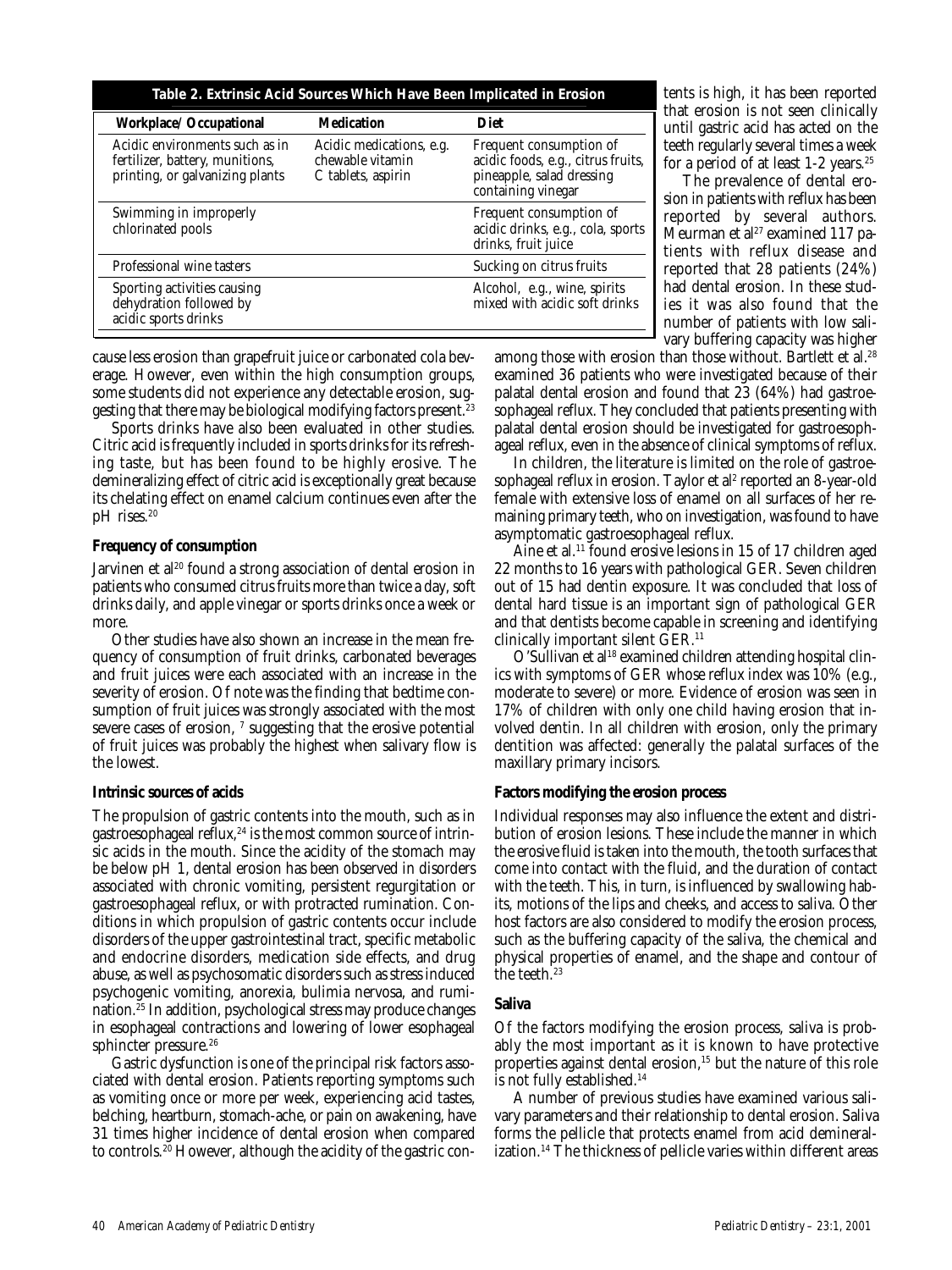**Table 2. Extrinsic Acid Sources Which Have Been Implicated in Erosion**

| Workplace/ Occupational | Medication | Diet |
|---|---|---|
| Acidic environments such as in fertilizer, battery, munitions, printing, or galvanizing plants | Acidic medications, e.g. chewable vitamin C tablets, aspirin | Frequent consumption of acidic foods, e.g., citrus fruits, pineapple, salad dressing containing vinegar |
| Swimming in improperly chlorinated pools | | Frequent consumption of acidic drinks, e.g., cola, sports drinks, fruit juice |
| Professional wine tasters | | Sucking on citrus fruits |
| Sporting activities causing dehydration followed by acidic sports drinks | | Alcohol, e.g., wine, spirits mixed with acidic soft drinks |

cause less erosion than grapefruit juice or carbonated cola beverage. However, even within the high consumption groups, some students did not experience any detectable erosion, suggesting that there may be biological modifying factors present.[23]

Sports drinks have also been evaluated in other studies. Citric acid is frequently included in sports drinks for its refreshing taste, but has been found to be highly erosive. The demineralizing effect of citric acid is exceptionally great because its chelating effect on enamel calcium continues even after the pH rises.[20]

### Frequency of consumption

Jarvinen et al[20] found a strong association of dental erosion in patients who consumed citrus fruits more than twice a day, soft drinks daily, and apple vinegar or sports drinks once a week or more.

Other studies have also shown an increase in the mean frequency of consumption of fruit drinks, carbonated beverages and fruit juices were each associated with an increase in the severity of erosion. Of note was the finding that bedtime consumption of fruit juices was strongly associated with the most severe cases of erosion, [7] suggesting that the erosive potential of fruit juices was probably the highest when salivary flow is the lowest.

### Intrinsic sources of acids

The propulsion of gastric contents into the mouth, such as in gastroesophageal reflux,[24] is the most common source of intrinsic acids in the mouth. Since the acidity of the stomach may be below pH 1, dental erosion has been observed in disorders associated with chronic vomiting, persistent regurgitation or gastroesophageal reflux, or with protracted rumination. Conditions in which propulsion of gastric contents occur include disorders of the upper gastrointestinal tract, specific metabolic and endocrine disorders, medication side effects, and drug abuse, as well as psychosomatic disorders such as stress induced psychogenic vomiting, anorexia, bulimia nervosa, and rumination.[25] In addition, psychological stress may produce changes in esophageal contractions and lowering of lower esophageal sphincter pressure.[26]

Gastric dysfunction is one of the principal risk factors associated with dental erosion. Patients reporting symptoms such as vomiting once or more per week, experiencing acid tastes, belching, heartburn, stomach-ache, or pain on awakening, have 31 times higher incidence of dental erosion when compared to controls.[20] However, although the acidity of the gastric contents is high, it has been reported that erosion is not seen clinically until gastric acid has acted on the teeth regularly several times a week for a period of at least 1-2 years.[25]

The prevalence of dental erosion in patients with reflux has been reported by several authors. Meurman et al[27] examined 117 patients with reflux disease and reported that 28 patients (24%) had dental erosion. In these studies it was also found that the number of patients with low salivary buffering capacity was higher among those with erosion than those without. Bartlett et al.[28] examined 36 patients who were investigated because of their palatal dental erosion and found that 23 (64%) had gastroesophageal reflux. They concluded that patients presenting with palatal dental erosion should be investigated for gastroesophageal reflux, even in the absence of clinical symptoms of reflux.

In children, the literature is limited on the role of gastroesophageal reflux in erosion. Taylor et al[2] reported an 8-year-old female with extensive loss of enamel on all surfaces of her remaining primary teeth, who on investigation, was found to have asymptomatic gastroesophageal reflux.

Aine et al.[11] found erosive lesions in 15 of 17 children aged 22 months to 16 years with pathological GER. Seven children out of 15 had dentin exposure. It was concluded that loss of dental hard tissue is an important sign of pathological GER and that dentists become capable in screening and identifying clinically important silent GER.[11]

O'Sullivan et al[18] examined children attending hospital clinics with symptoms of GER whose reflux index was 10% (e.g., moderate to severe) or more. Evidence of erosion was seen in 17% of children with only one child having erosion that involved dentin. In all children with erosion, only the primary dentition was affected: generally the palatal surfaces of the maxillary primary incisors.

### Factors modifying the erosion process

Individual responses may also influence the extent and distribution of erosion lesions. These include the manner in which the erosive fluid is taken into the mouth, the tooth surfaces that come into contact with the fluid, and the duration of contact with the teeth. This, in turn, is influenced by swallowing habits, motions of the lips and cheeks, and access to saliva. Other host factors are also considered to modify the erosion process, such as the buffering capacity of the saliva, the chemical and physical properties of enamel, and the shape and contour of the teeth.[23]

### Saliva

Of the factors modifying the erosion process, saliva is probably the most important as it is known to have protective properties against dental erosion,[15] but the nature of this role is not fully established.[14]

A number of previous studies have examined various salivary parameters and their relationship to dental erosion. Saliva forms the pellicle that protects enamel from acid demineralization.[14] The thickness of pellicle varies within different areas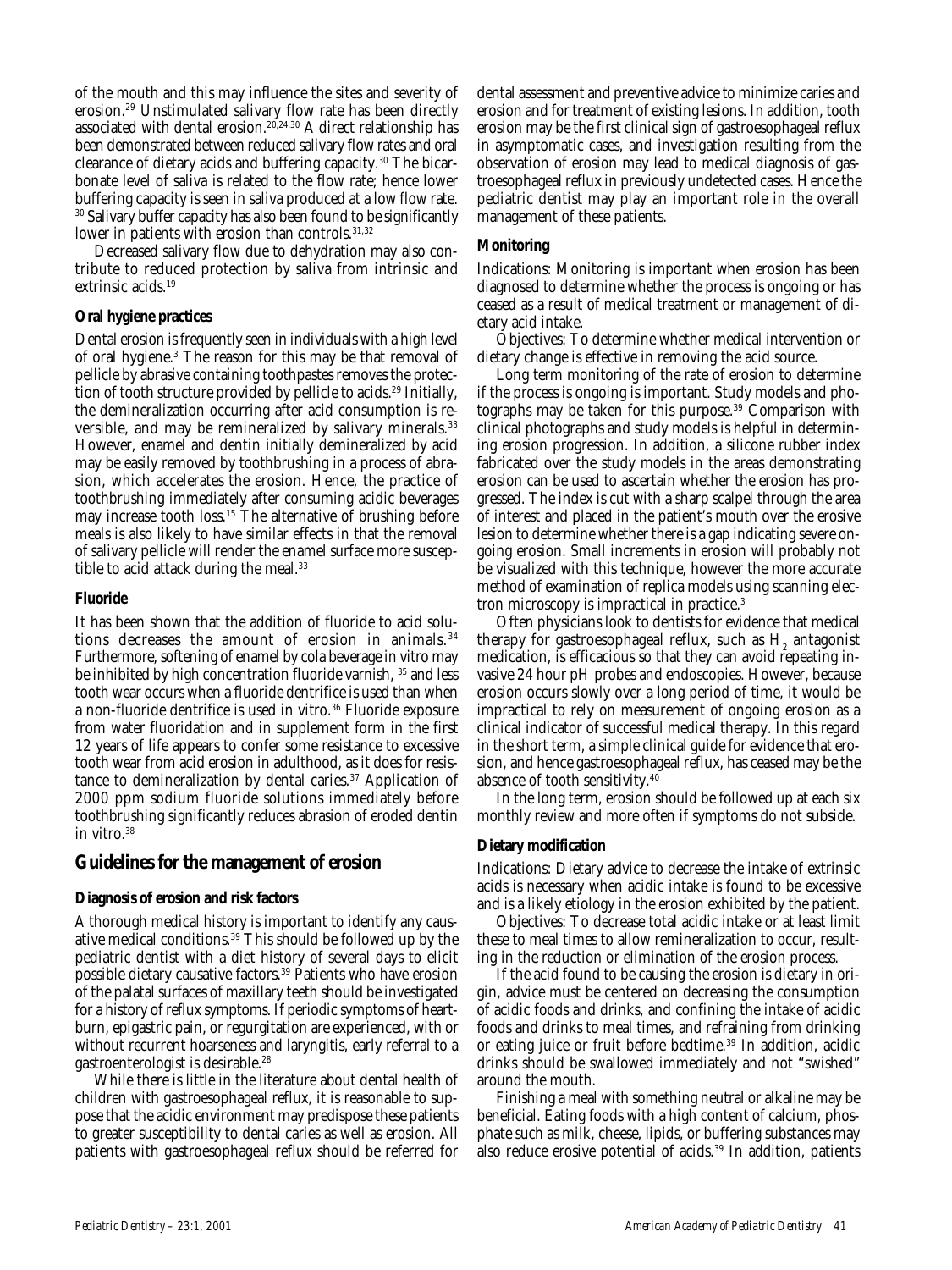of the mouth and this may influence the sites and severity of erosion.[29] Unstimulated salivary flow rate has been directly associated with dental erosion.[20,24,30] A direct relationship has been demonstrated between reduced salivary flow rates and oral clearance of dietary acids and buffering capacity.[30] The bicarbonate level of saliva is related to the flow rate; hence lower buffering capacity is seen in saliva produced at a low flow rate.[30] Salivary buffer capacity has also been found to be significantly lower in patients with erosion than controls.[31,32]

Decreased salivary flow due to dehydration may also contribute to reduced protection by saliva from intrinsic and extrinsic acids.[19]

### Oral hygiene practices

Dental erosion is frequently seen in individuals with a high level of oral hygiene.[3] The reason for this may be that removal of pellicle by abrasive containing toothpastes removes the protection of tooth structure provided by pellicle to acids.[29] Initially, the demineralization occurring after acid consumption is reversible, and may be remineralized by salivary minerals.[33] However, enamel and dentin initially demineralized by acid may be easily removed by toothbrushing in a process of abrasion, which accelerates the erosion. Hence, the practice of toothbrushing immediately after consuming acidic beverages may increase tooth loss.[15] The alternative of brushing before meals is also likely to have similar effects in that the removal of salivary pellicle will render the enamel surface more susceptible to acid attack during the meal.[33]

### Fluoride

It has been shown that the addition of fluoride to acid solutions decreases the amount of erosion in animals.[34] Furthermore, softening of enamel by cola beverage in vitro may be inhibited by high concentration fluoride varnish,[35] and less tooth wear occurs when a fluoride dentrifice is used than when a non-fluoride dentrifice is used in vitro.[36] Fluoride exposure from water fluoridation and in supplement form in the first 12 years of life appears to confer some resistance to excessive tooth wear from acid erosion in adulthood, as it does for resistance to demineralization by dental caries.[37] Application of 2000 ppm sodium fluoride solutions immediately before toothbrushing significantly reduces abrasion of eroded dentin in vitro.[38]

## Guidelines for the management of erosion

### Diagnosis of erosion and risk factors

A thorough medical history is important to identify any causative medical conditions.[39] This should be followed up by the pediatric dentist with a diet history of several days to elicit possible dietary causative factors.[39] Patients who have erosion of the palatal surfaces of maxillary teeth should be investigated for a history of reflux symptoms. If periodic symptoms of heartburn, epigastric pain, or regurgitation are experienced, with or without recurrent hoarseness and laryngitis, early referral to a gastroenterologist is desirable.[28]

While there is little in the literature about dental health of children with gastroesophageal reflux, it is reasonable to suppose that the acidic environment may predispose these patients to greater susceptibility to dental caries as well as erosion. All patients with gastroesophageal reflux should be referred for dental assessment and preventive advice to minimize caries and erosion and for treatment of existing lesions. In addition, tooth erosion may be the first clinical sign of gastroesophageal reflux in asymptomatic cases, and investigation resulting from the observation of erosion may lead to medical diagnosis of gastroesophageal reflux in previously undetected cases. Hence the pediatric dentist may play an important role in the overall management of these patients.

### Monitoring

Indications: Monitoring is important when erosion has been diagnosed to determine whether the process is ongoing or has ceased as a result of medical treatment or management of dietary acid intake.

Objectives: To determine whether medical intervention or dietary change is effective in removing the acid source.

Long term monitoring of the rate of erosion to determine if the process is ongoing is important. Study models and photographs may be taken for this purpose.[39] Comparison with clinical photographs and study models is helpful in determining erosion progression. In addition, a silicone rubber index fabricated over the study models in the areas demonstrating erosion can be used to ascertain whether the erosion has progressed. The index is cut with a sharp scalpel through the area of interest and placed in the patient's mouth over the erosive lesion to determine whether there is a gap indicating severe ongoing erosion. Small increments in erosion will probably not be visualized with this technique, however the more accurate method of examination of replica models using scanning electron microscopy is impractical in practice.[3]

Often physicians look to dentists for evidence that medical therapy for gastroesophageal reflux, such as $H_2$ antagonist medication, is efficacious so that they can avoid repeating invasive 24 hour pH probes and endoscopies. However, because erosion occurs slowly over a long period of time, it would be impractical to rely on measurement of ongoing erosion as a clinical indicator of successful medical therapy. In this regard in the short term, a simple clinical guide for evidence that erosion, and hence gastroesophageal reflux, has ceased may be the absence of tooth sensitivity.[40]

In the long term, erosion should be followed up at each six monthly review and more often if symptoms do not subside.

### Dietary modification

Indications: Dietary advice to decrease the intake of extrinsic acids is necessary when acidic intake is found to be excessive and is a likely etiology in the erosion exhibited by the patient.

Objectives: To decrease total acidic intake or at least limit these to meal times to allow remineralization to occur, resulting in the reduction or elimination of the erosion process.

If the acid found to be causing the erosion is dietary in origin, advice must be centered on decreasing the consumption of acidic foods and drinks, and confining the intake of acidic foods and drinks to meal times, and refraining from drinking or eating juice or fruit before bedtime.[39] In addition, acidic drinks should be swallowed immediately and not "swished" around the mouth.

Finishing a meal with something neutral or alkaline may be beneficial. Eating foods with a high content of calcium, phosphate such as milk, cheese, lipids, or buffering substances may also reduce erosive potential of acids.[39] In addition, patients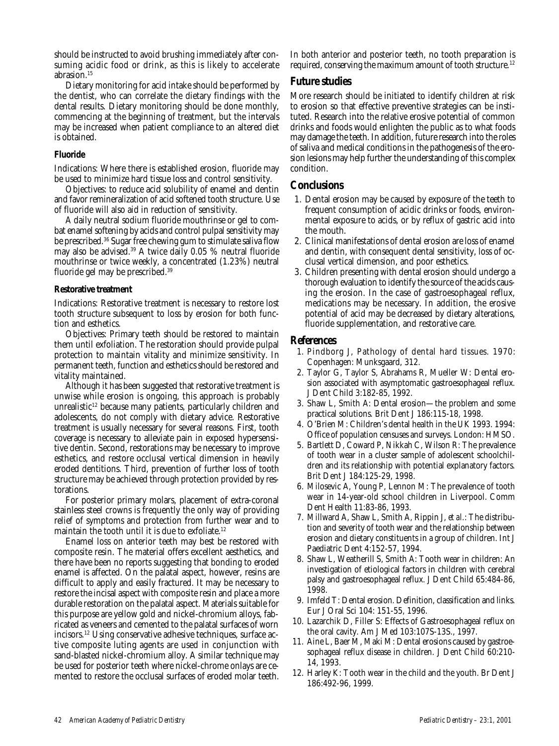should be instructed to avoid brushing immediately after consuming acidic food or drink, as this is likely to accelerate abrasion.[15]

Dietary monitoring for acid intake should be performed by the dentist, who can correlate the dietary findings with the dental results. Dietary monitoring should be done monthly, commencing at the beginning of treatment, but the intervals may be increased when patient compliance to an altered diet is obtained.

### Fluoride

Indications: Where there is established erosion, fluoride may be used to minimize hard tissue loss and control sensitivity.

Objectives: to reduce acid solubility of enamel and dentin and favor remineralization of acid softened tooth structure. Use of fluoride will also aid in reduction of sensitivity.

A daily neutral sodium fluoride mouthrinse or gel to combat enamel softening by acids and control pulpal sensitivity may be prescribed.[36] Sugar free chewing gum to stimulate saliva flow may also be advised.[39] A twice daily 0.05 % neutral fluoride mouthrinse or twice weekly, a concentrated (1.23%) neutral fluoride gel may be prescribed.[39]

### Restorative treatment

Indications: Restorative treatment is necessary to restore lost tooth structure subsequent to loss by erosion for both function and esthetics.

Objectives: Primary teeth should be restored to maintain them until exfoliation. The restoration should provide pulpal protection to maintain vitality and minimize sensitivity. In permanent teeth, function and esthetics should be restored and vitality maintained.

Although it has been suggested that restorative treatment is unwise while erosion is ongoing, this approach is probably unrealistic[12] because many patients, particularly children and adolescents, do not comply with dietary advice. Restorative treatment is usually necessary for several reasons. First, tooth coverage is necessary to alleviate pain in exposed hypersensitive dentin. Second, restorations may be necessary to improve esthetics, and restore occlusal vertical dimension in heavily eroded dentitions. Third, prevention of further loss of tooth structure may be achieved through protection provided by restorations.

For posterior primary molars, placement of extra-coronal stainless steel crowns is frequently the only way of providing relief of symptoms and protection from further wear and to maintain the tooth until it is due to exfoliate.[12]

Enamel loss on anterior teeth may best be restored with composite resin. The material offers excellent aesthetics, and there have been no reports suggesting that bonding to eroded enamel is affected. On the palatal aspect, however, resins are difficult to apply and easily fractured. It may be necessary to restore the incisal aspect with composite resin and place a more durable restoration on the palatal aspect. Materials suitable for this purpose are yellow gold and nickel-chromium alloys, fabricated as veneers and cemented to the palatal surfaces of worn incisors.[12] Using conservative adhesive techniques, surface active composite luting agents are used in conjunction with sand-blasted nickel-chromium alloy. A similar technique may be used for posterior teeth where nickel-chrome onlays are cemented to restore the occlusal surfaces of eroded molar teeth. In both anterior and posterior teeth, no tooth preparation is required, conserving the maximum amount of tooth structure.[12]

## Future studies

More research should be initiated to identify children at risk to erosion so that effective preventive strategies can be instituted. Research into the relative erosive potential of common drinks and foods would enlighten the public as to what foods may damage the teeth. In addition, future research into the roles of saliva and medical conditions in the pathogenesis of the erosion lesions may help further the understanding of this complex condition.

## Conclusions

1. Dental erosion may be caused by exposure of the teeth to frequent consumption of acidic drinks or foods, environmental exposure to acids, or by reflux of gastric acid into the mouth.
2. Clinical manifestations of dental erosion are loss of enamel and dentin, with consequent dental sensitivity, loss of occlusal vertical dimension, and poor esthetics.
3. Children presenting with dental erosion should undergo a thorough evaluation to identify the source of the acids causing the erosion. In the case of gastroesophageal reflux, medications may be necessary. In addition, the erosive potential of acid may be decreased by dietary alterations, fluoride supplementation, and restorative care.

## References

1. Pindborg J, Pathology of dental hard tissues. 1970: Copenhagen: Munksgaard, 312.
2. Taylor G, Taylor S, Abrahams R, Mueller W: Dental erosion associated with asymptomatic gastroesophageal reflux. J Dent Child 3:182-85, 1992.
3. Shaw L, Smith A: Dental erosion—the problem and some practical solutions. Brit Dent J 186:115-18, 1998.
4. O'Brien M: Children's dental health in the UK 1993. 1994: Office of population censuses and surveys. London: HMSO.
5. Bartlett D, Coward P, Nikkah C, Wilson R: The prevalence of tooth wear in a cluster sample of adolescent schoolchildren and its relationship with potential explanatory factors. Brit Dent J 184:125-29, 1998.
6. Milosevic A, Young P, Lennon M: The prevalence of tooth wear in 14-year-old school children in Liverpool. Comm Dent Health 11:83-86, 1993.
7. Millward A, Shaw L, Smith A, Rippin J, *et al.*: The distribution and severity of tooth wear and the relationship between erosion and dietary constituents in a group of children. Int J Paediatric Dent 4:152-57, 1994.
8. Shaw L, Weatherill S, Smith A: Tooth wear in children: An investigation of etiological factors in children with cerebral palsy and gastroesophageal reflux. J Dent Child 65:484-86, 1998.
9. Imfeld T: Dental erosion. Definition, classification and links. Eur J Oral Sci 104: 151-55, 1996.
10. Lazarchik D, Filler S: Effects of Gastroesophageal reflux on the oral cavity. Am J Med 103:107S-13S., 1997.
11. Aine L, Baer M, Maki M: Dental erosions caused by gastroesophageal reflux disease in children. J Dent Child 60:210-14, 1993.
12. Harley K: Tooth wear in the child and the youth. Br Dent J 186:492-96, 1999.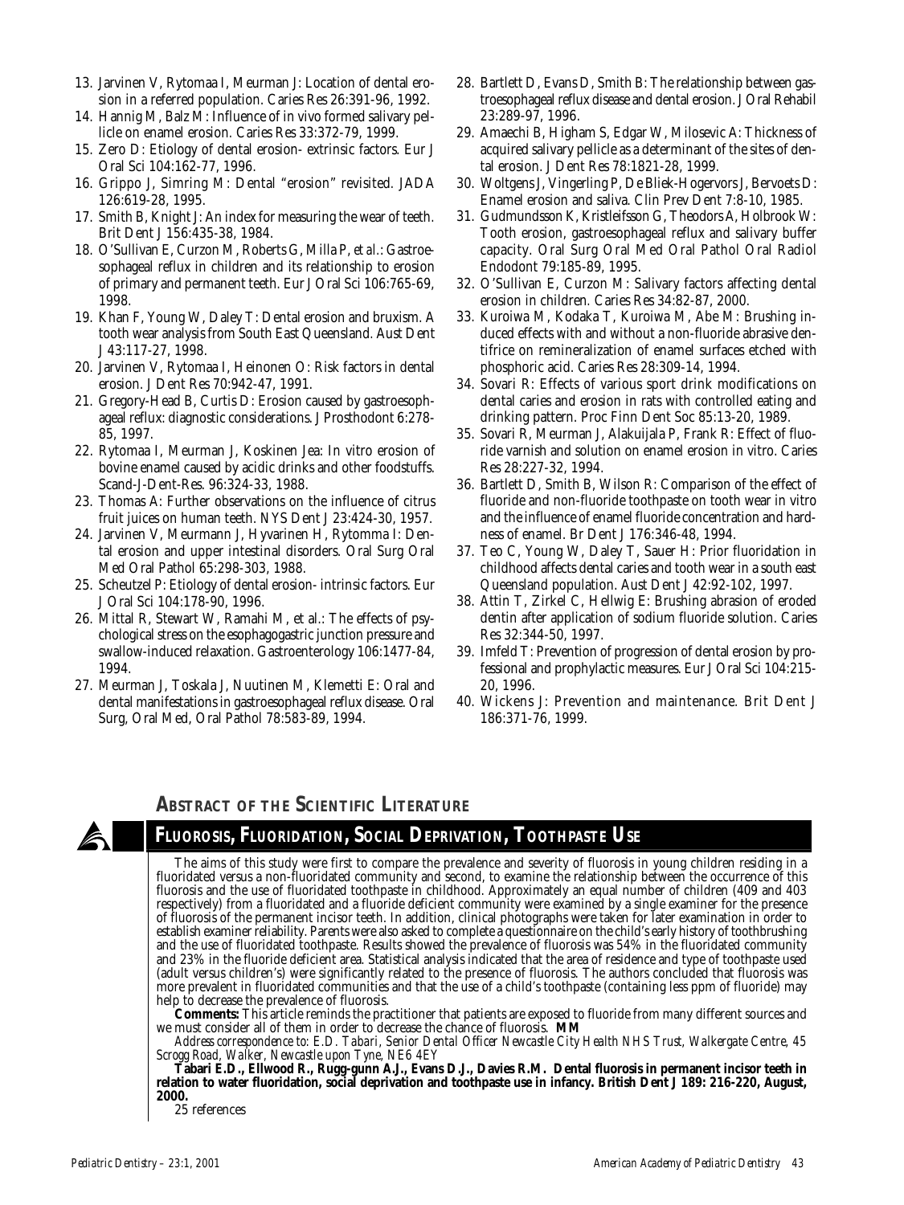13. Jarvinen V, Rytomaa I, Meurman J: Location of dental erosion in a referred population. Caries Res 26:391-96, 1992.
14. Hannig M, Balz M: Influence of in vivo formed salivary pellicle on enamel erosion. Caries Res 33:372-79, 1999.
15. Zero D: Etiology of dental erosion- extrinsic factors. Eur J Oral Sci 104:162-77, 1996.
16. Grippo J, Simring M: Dental "erosion" revisited. JADA 126:619-28, 1995.
17. Smith B, Knight J: An index for measuring the wear of teeth. Brit Dent J 156:435-38, 1984.
18. O'Sullivan E, Curzon M, Roberts G, Milla P, *et al.*: Gastroesophageal reflux in children and its relationship to erosion of primary and permanent teeth. Eur J Oral Sci 106:765-69, 1998.
19. Khan F, Young W, Daley T: Dental erosion and bruxism. A tooth wear analysis from South East Queensland. Aust Dent J 43:117-27, 1998.
20. Jarvinen V, Rytomaa I, Heinonen O: Risk factors in dental erosion. J Dent Res 70:942-47, 1991.
21. Gregory-Head B, Curtis D: Erosion caused by gastroesophageal reflux: diagnostic considerations. J Prosthodont 6:278-85, 1997.
22. Rytomaa I, Meurman J, Koskinen Jea: In vitro erosion of bovine enamel caused by acidic drinks and other foodstuffs. Scand-J-Dent-Res. 96:324-33, 1988.
23. Thomas A: Further observations on the influence of citrus fruit juices on human teeth. NYS Dent J 23:424-30, 1957.
24. Jarvinen V, Meurmann J, Hyvarinen H, Rytomma I: Dental erosion and upper intestinal disorders. Oral Surg Oral Med Oral Pathol 65:298-303, 1988.
25. Scheutzel P: Etiology of dental erosion- intrinsic factors. Eur J Oral Sci 104:178-90, 1996.
26. Mittal R, Stewart W, Ramahi M, et al.: The effects of psychological stress on the esophagogastric junction pressure and swallow-induced relaxation. Gastroenterology 106:1477-84, 1994.
27. Meurman J, Toskala J, Nuutinen M, Klemetti E: Oral and dental manifestations in gastroesophageal reflux disease. Oral Surg, Oral Med, Oral Pathol 78:583-89, 1994.
28. Bartlett D, Evans D, Smith B: The relationship between gastroesophageal reflux disease and dental erosion. J Oral Rehabil 23:289-97, 1996.
29. Amaechi B, Higham S, Edgar W, Milosevic A: Thickness of acquired salivary pellicle as a determinant of the sites of dental erosion. J Dent Res 78:1821-28, 1999.
30. Woltgens J, Vingerling P, De Bliek-Hogervors J, Bervoets D: Enamel erosion and saliva. Clin Prev Dent 7:8-10, 1985.
31. Gudmundsson K, Kristleifsson G, Theodors A, Holbrook W: Tooth erosion, gastroesophageal reflux and salivary buffer capacity. Oral Surg Oral Med Oral Pathol Oral Radiol Endodont 79:185-89, 1995.
32. O'Sullivan E, Curzon M: Salivary factors affecting dental erosion in children. Caries Res 34:82-87, 2000.
33. Kuroiwa M, Kodaka T, Kuroiwa M, Abe M: Brushing induced effects with and without a non-fluoride abrasive dentifrice on remineralization of enamel surfaces etched with phosphoric acid. Caries Res 28:309-14, 1994.
34. Sovari R: Effects of various sport drink modifications on dental caries and erosion in rats with controlled eating and drinking pattern. Proc Finn Dent Soc 85:13-20, 1989.
35. Sovari R, Meurman J, Alakuijala P, Frank R: Effect of fluoride varnish and solution on enamel erosion in vitro. Caries Res 28:227-32, 1994.
36. Bartlett D, Smith B, Wilson R: Comparison of the effect of fluoride and non-fluoride toothpaste on tooth wear in vitro and the influence of enamel fluoride concentration and hardness of enamel. Br Dent J 176:346-48, 1994.
37. Teo C, Young W, Daley T, Sauer H: Prior fluoridation in childhood affects dental caries and tooth wear in a south east Queensland population. Aust Dent J 42:92-102, 1997.
38. Attin T, Zirkel C, Hellwig E: Brushing abrasion of eroded dentin after application of sodium fluoride solution. Caries Res 32:344-50, 1997.
39. Imfeld T: Prevention of progression of dental erosion by professional and prophylactic measures. Eur J Oral Sci 104:215-20, 1996.
40. Wickens J: Prevention and maintenance. Brit Dent J 186:371-76, 1999.

## ABSTRACT OF THE SCIENTIFIC LITERATURE

### FLUOROSIS, FLUORIDATION, SOCIAL DEPRIVATION, TOOTHPASTE USE

The aims of this study were first to compare the prevalence and severity of fluorosis in young children residing in a fluoridated versus a non-fluoridated community and second, to examine the relationship between the occurrence of this fluorosis and the use of fluoridated toothpaste in childhood. Approximately an equal number of children (409 and 403 respectively) from a fluoridated and a fluoride deficient community were examined by a single examiner for the presence of fluorosis of the permanent incisor teeth. In addition, clinical photographs were taken for later examination in order to establish examiner reliability. Parents were also asked to complete a questionnaire on the child's early history of toothbrushing and the use of fluoridated toothpaste. Results showed the prevalence of fluorosis was 54% in the fluoridated community and 23% in the fluoride deficient area. Statistical analysis indicated that the area of residence and type of toothpaste used (adult versus children's) were significantly related to the presence of fluorosis. The authors concluded that fluorosis was more prevalent in fluoridated communities and that the use of a child's toothpaste (containing less ppm of fluoride) may help to decrease the prevalence of fluorosis.

**Comments:** This article reminds the practitioner that patients are exposed to fluoride from many different sources and we must consider all of them in order to decrease the chance of fluorosis. **MM**

*Address correspondence to: E.D. Tabari, Senior Dental Officer Newcastle City Health NHS Trust, Walkergate Centre, 45 Scrogg Road, Walker, Newcastle upon Tyne, NE6 4EY*

**Tabari E.D., Ellwood R., Rugg-gunn A.J., Evans D.J., Davies R.M. Dental fluorosis in permanent incisor teeth in relation to water fluoridation, social deprivation and toothpaste use in infancy. British Dent J 189: 216-220, August, 2000.**

25 references